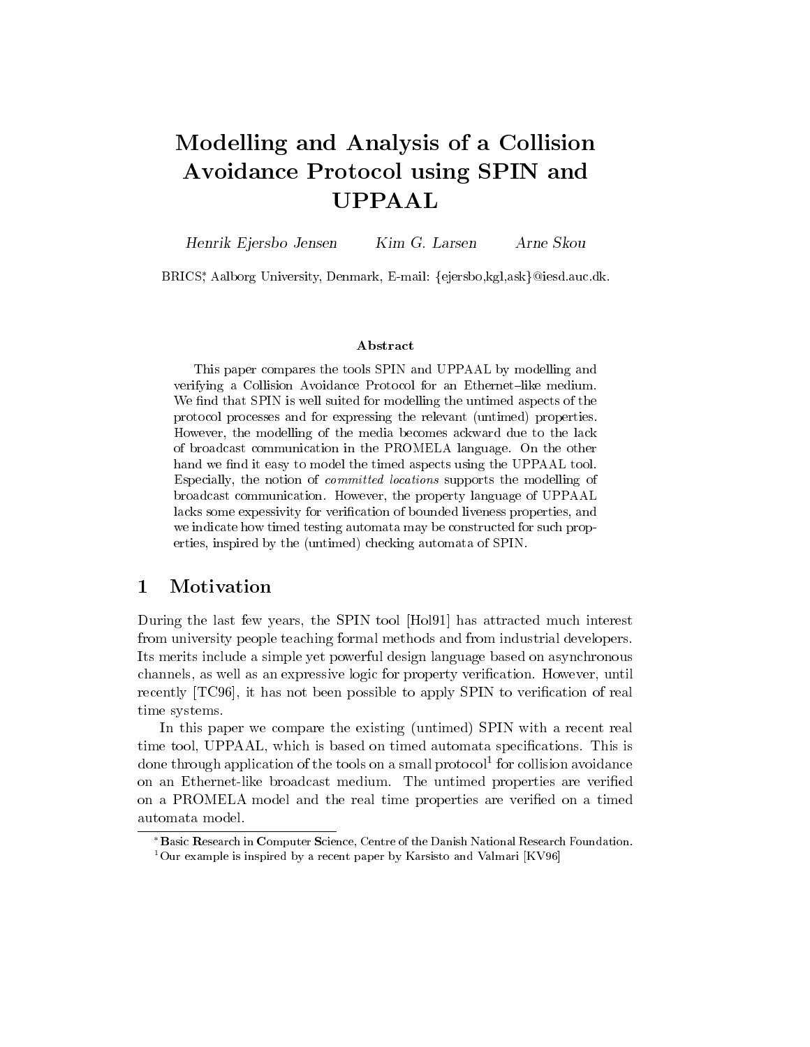# Modelling and Analysis of a Collision Avoidance Protocol using SPIN and UPPAAL

*Henrik Ejersbo Jensen* *Kim G. Larsen* *Arne Skou*

BRICS[*], Aalborg University, Denmark, E-mail: {ejersbo,kgl,ask}@iesd.auc.dk.

#### Abstract

This paper compares the tools SPIN and UPPAAL by modelling and verifying a Collision Avoidance Protocol for an Ethernet–like medium. We find that SPIN is well suited for modelling the untimed aspects of the protocol processes and for expressing the relevant (untimed) properties. However, the modelling of the media becomes ackward due to the lack of broadcast communication in the PROMELA language. On the other hand we find it easy to model the timed aspects using the UPPAAL tool. Especially, the notion of *committed locations* supports the modelling of broadcast communication. However, the property language of UPPAAL lacks some expessivity for verification of bounded liveness properties, and we indicate how timed testing automata may be constructed for such properties, inspired by the (untimed) checking automata of SPIN.

## 1 Motivation

During the last few years, the SPIN tool [Hol91] has attracted much interest from university people teaching formal methods and from industrial developers. Its merits include a simple yet powerful design language based on asynchronous channels, as well as an expressive logic for property verification. However, until recently [TC96], it has not been possible to apply SPIN to verification of real time systems.

In this paper we compare the existing (untimed) SPIN with a recent real time tool, UPPAAL, which is based on timed automata specifications. This is done through application of the tools on a small protocol[1] for collision avoidance on an Ethernet-like broadcast medium. The untimed properties are verified on a PROMELA model and the real time properties are verified on a timed automata model.

[*] **B**asic **R**esearch in **C**omputer **S**cience, Centre of the Danish National Research Foundation.

[1] Our example is inspired by a recent paper by Karsisto and Valmari [KV96]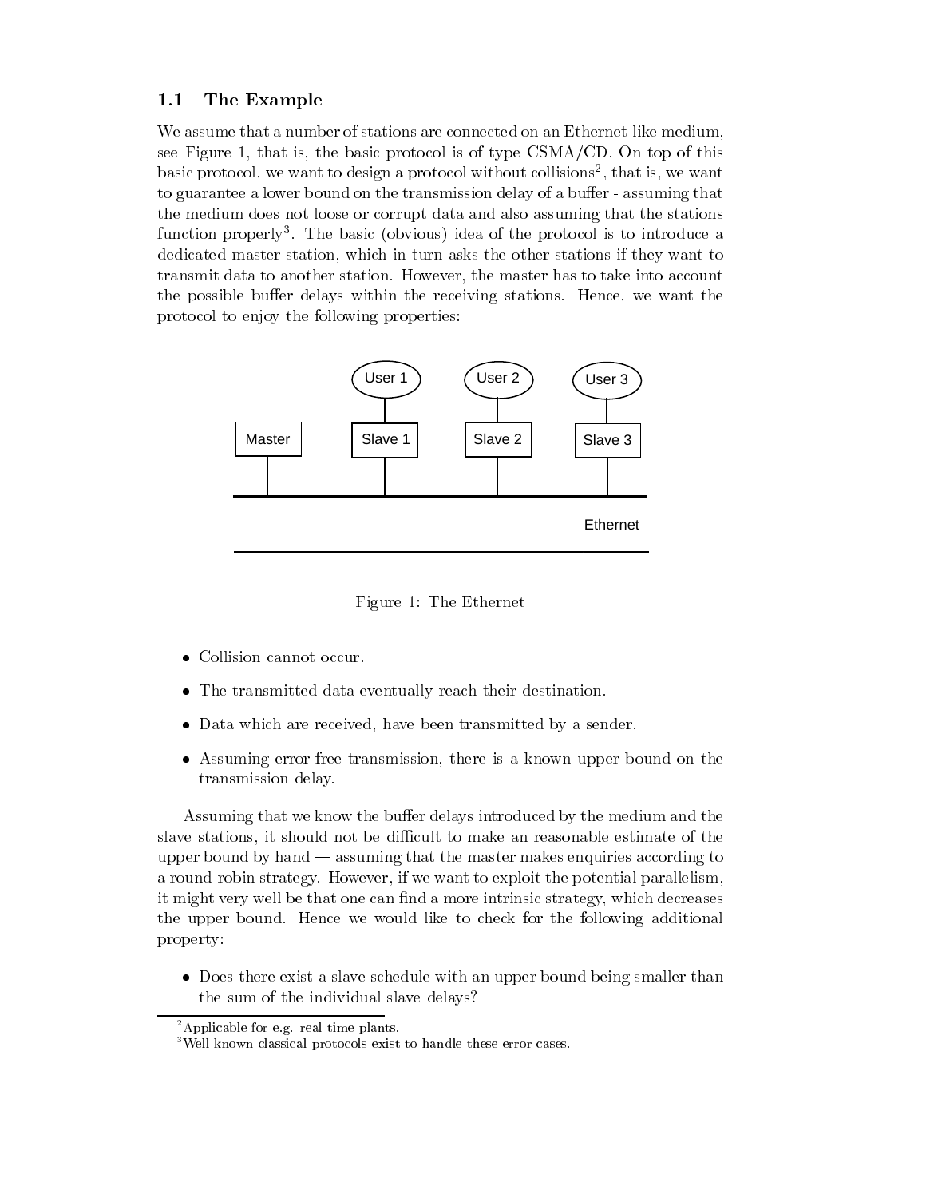### 1.1 The Example

We assume that a number of stations are connected on an Ethernet-like medium, see Figure 1, that is, the basic protocol is of type CSMA/CD. On top of this basic protocol, we want to design a protocol without collisions[2], that is, we want to guarantee a lower bound on the transmission delay of a buffer - assuming that the medium does not loose or corrupt data and also assuming that the stations function properly[3]. The basic (obvious) idea of the protocol is to introduce a dedicated master station, which in turn asks the other stations if they want to transmit data to another station. However, the master has to take into account the possible buffer delays within the receiving stations. Hence, we want the protocol to enjoy the following properties:

Figure 1: The Ethernet

- Collision cannot occur.
- The transmitted data eventually reach their destination.
- Data which are received, have been transmitted by a sender.
- Assuming error-free transmission, there is a known upper bound on the transmission delay.

Assuming that we know the buffer delays introduced by the medium and the slave stations, it should not be difficult to make an reasonable estimate of the upper bound by hand — assuming that the master makes enquiries according to a round-robin strategy. However, if we want to exploit the potential parallelism, it might very well be that one can find a more intrinsic strategy, which decreases the upper bound. Hence we would like to check for the following additional property:

- Does there exist a slave schedule with an upper bound being smaller than the sum of the individual slave delays?

---

[2] Applicable for e.g. real time plants.

[3] Well known classical protocols exist to handle these error cases.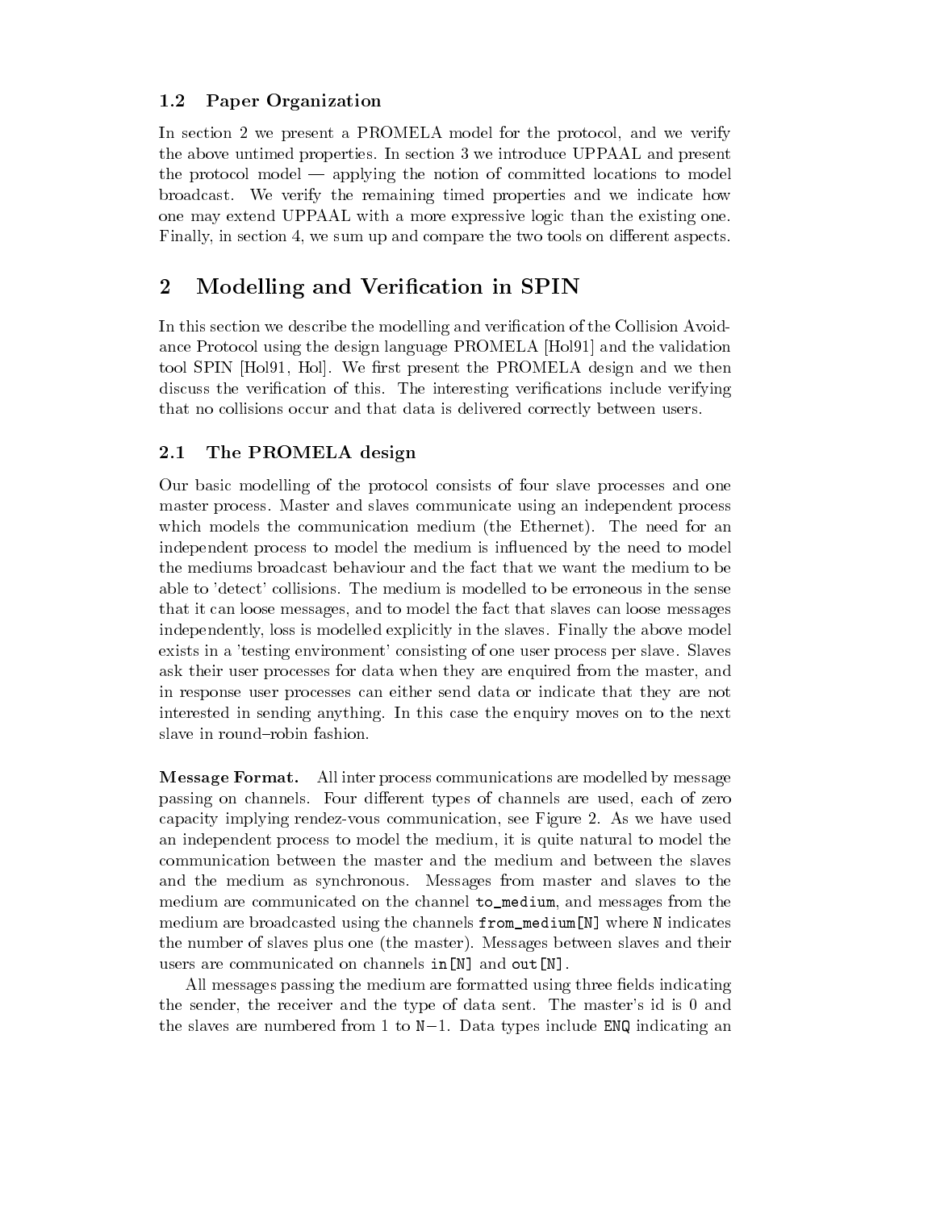### 1.2 Paper Organization

In section 2 we present a PROMELA model for the protocol, and we verify the above untimed properties. In section 3 we introduce UPPAAL and present the protocol model — applying the notion of committed locations to model broadcast. We verify the remaining timed properties and we indicate how one may extend UPPAAL with a more expressive logic than the existing one. Finally, in section 4, we sum up and compare the two tools on different aspects.

## 2 Modelling and Verification in SPIN

In this section we describe the modelling and verification of the Collision Avoidance Protocol using the design language PROMELA [Hol91] and the validation tool SPIN [Hol91, Hol]. We first present the PROMELA design and we then discuss the verification of this. The interesting verifications include verifying that no collisions occur and that data is delivered correctly between users.

### 2.1 The PROMELA design

Our basic modelling of the protocol consists of four slave processes and one master process. Master and slaves communicate using an independent process which models the communication medium (the Ethernet). The need for an independent process to model the medium is influenced by the need to model the mediums broadcast behaviour and the fact that we want the medium to be able to 'detect' collisions. The medium is modelled to be erroneous in the sense that it can loose messages, and to model the fact that slaves can loose messages independently, loss is modelled explicitly in the slaves. Finally the above model exists in a 'testing environment' consisting of one user process per slave. Slaves ask their user processes for data when they are enquired from the master, and in response user processes can either send data or indicate that they are not interested in sending anything. In this case the enquiry moves on to the next slave in round–robin fashion.

**Message Format.** All inter process communications are modelled by message passing on channels. Four different types of channels are used, each of zero capacity implying rendez-vous communication, see Figure 2. As we have used an independent process to model the medium, it is quite natural to model the communication between the master and the medium and between the slaves and the medium as synchronous. Messages from master and slaves to the medium are communicated on the channel `to_medium`, and messages from the medium are broadcasted using the channels `from_medium[N]` where `N` indicates the number of slaves plus one (the master). Messages between slaves and their users are communicated on channels `in[N]` and `out[N]`.

All messages passing the medium are formatted using three fields indicating the sender, the receiver and the type of data sent. The master's id is 0 and the slaves are numbered from 1 to `N`−1. Data types include `ENQ` indicating an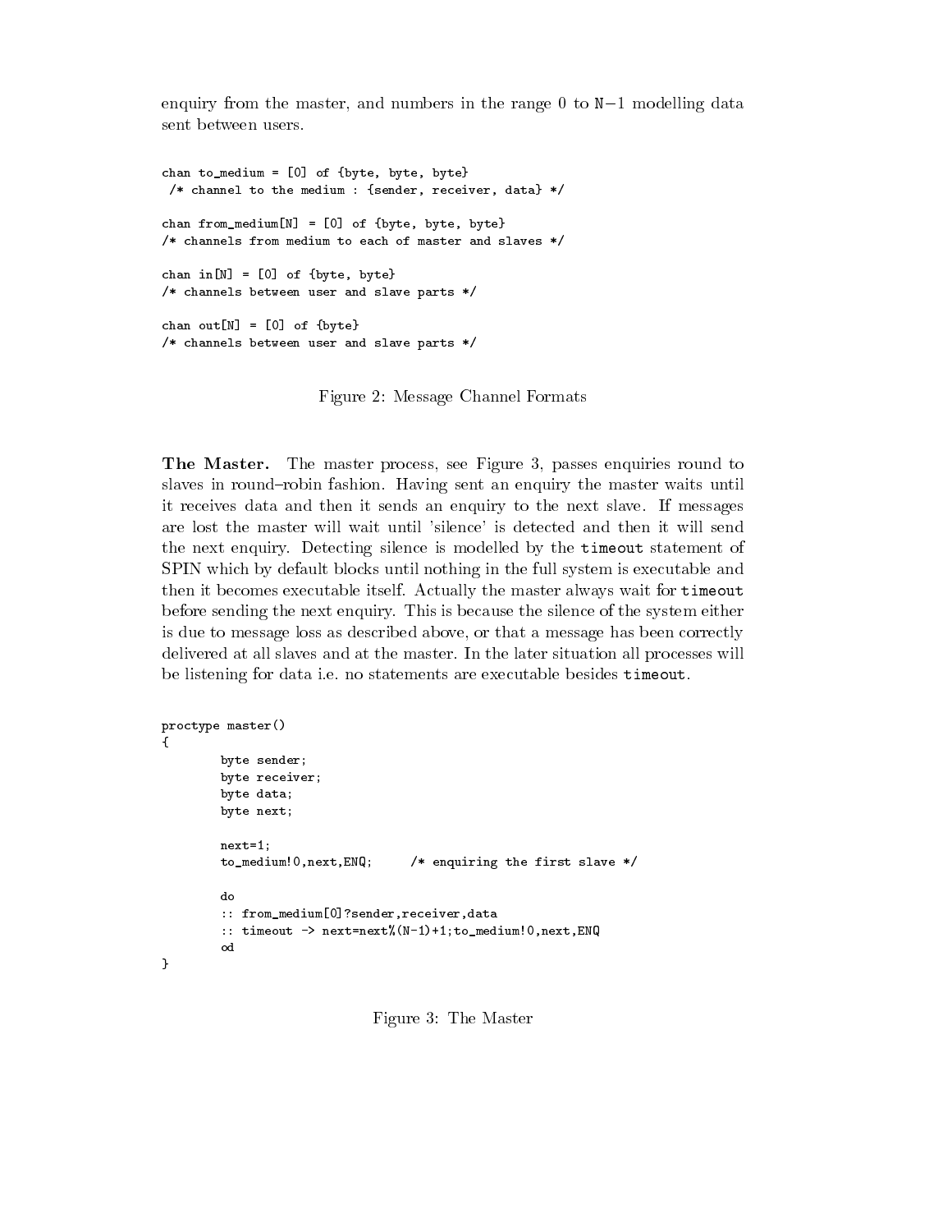enquiry from the master, and numbers in the range 0 to N−1 modelling data sent between users.

```
chan to_medium = [0] of {byte, byte, byte}
 /* channel to the medium : {sender, receiver, data} */

chan from_medium[N] = [0] of {byte, byte, byte}
/* channels from medium to each of master and slaves */

chan in[N] = [0] of {byte, byte}
/* channels between user and slave parts */

chan out[N] = [0] of {byte}
/* channels between user and slave parts */
```

Figure 2: Message Channel Formats

**The Master.** The master process, see Figure 3, passes enquiries round to slaves in round–robin fashion. Having sent an enquiry the master waits until it receives data and then it sends an enquiry to the next slave. If messages are lost the master will wait until 'silence' is detected and then it will send the next enquiry. Detecting silence is modelled by the `timeout` statement of SPIN which by default blocks until nothing in the full system is executable and then it becomes executable itself. Actually the master always wait for `timeout` before sending the next enquiry. This is because the silence of the system either is due to message loss as described above, or that a message has been correctly delivered at all slaves and at the master. In the later situation all processes will be listening for data i.e. no statements are executable besides `timeout`.

```
proctype master()
{
        byte sender;
        byte receiver;
        byte data;
        byte next;

        next=1;
        to_medium!0,next,ENQ;     /* enquiring the first slave */

        do
        :: from_medium[0]?sender,receiver,data
        :: timeout -> next=next%(N-1)+1;to_medium!0,next,ENQ
        od
}
```

Figure 3: The Master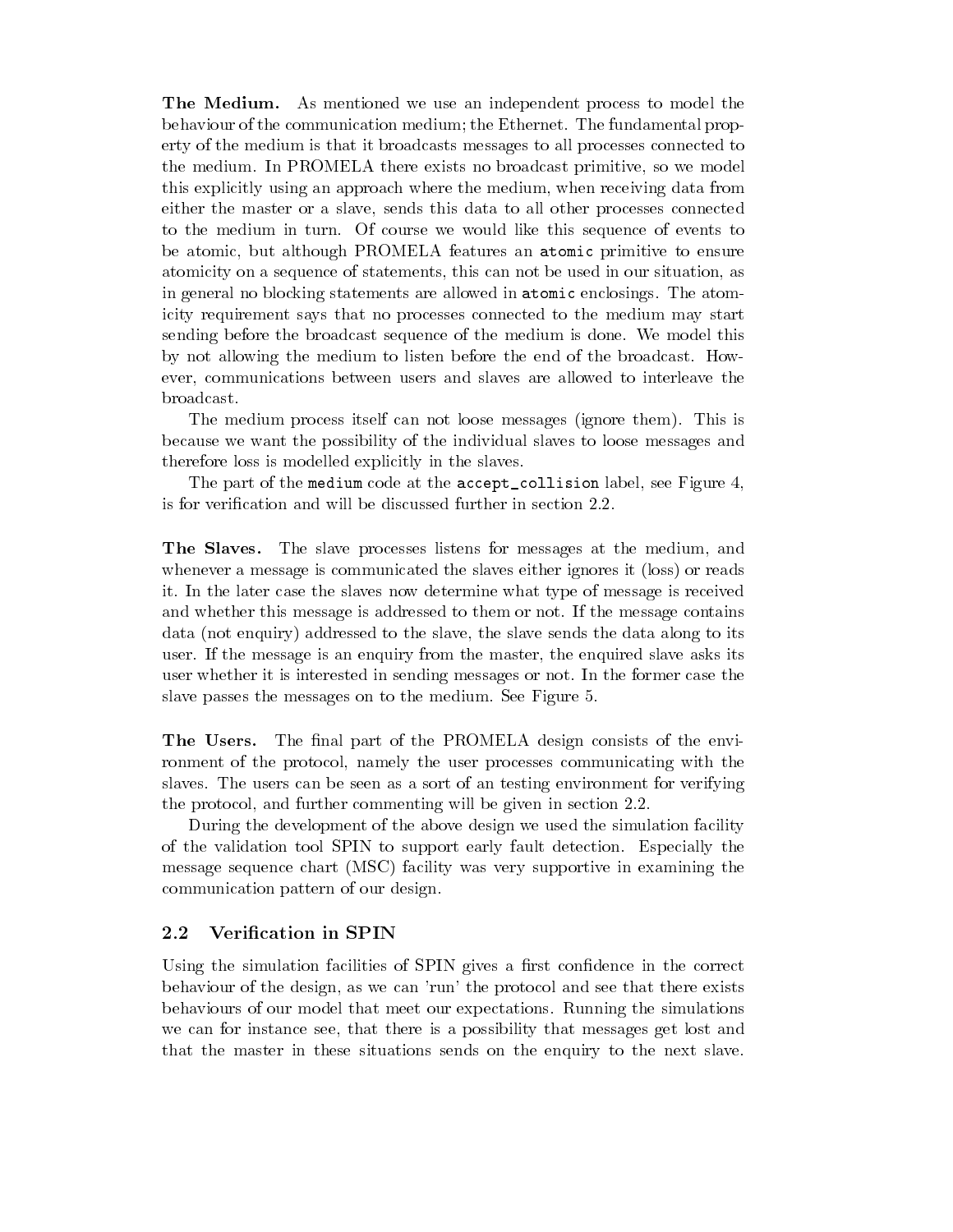**The Medium.** As mentioned we use an independent process to model the behaviour of the communication medium; the Ethernet. The fundamental property of the medium is that it broadcasts messages to all processes connected to the medium. In PROMELA there exists no broadcast primitive, so we model this explicitly using an approach where the medium, when receiving data from either the master or a slave, sends this data to all other processes connected to the medium in turn. Of course we would like this sequence of events to be atomic, but although PROMELA features an `atomic` primitive to ensure atomicity on a sequence of statements, this can not be used in our situation, as in general no blocking statements are allowed in `atomic` enclosings. The atomicity requirement says that no processes connected to the medium may start sending before the broadcast sequence of the medium is done. We model this by not allowing the medium to listen before the end of the broadcast. However, communications between users and slaves are allowed to interleave the broadcast.

The medium process itself can not loose messages (ignore them). This is because we want the possibility of the individual slaves to loose messages and therefore loss is modelled explicitly in the slaves.

The part of the `medium` code at the `accept_collision` label, see Figure 4, is for verification and will be discussed further in section 2.2.

**The Slaves.** The slave processes listens for messages at the medium, and whenever a message is communicated the slaves either ignores it (loss) or reads it. In the later case the slaves now determine what type of message is received and whether this message is addressed to them or not. If the message contains data (not enquiry) addressed to the slave, the slave sends the data along to its user. If the message is an enquiry from the master, the enquired slave asks its user whether it is interested in sending messages or not. In the former case the slave passes the messages on to the medium. See Figure 5.

**The Users.** The final part of the PROMELA design consists of the environment of the protocol, namely the user processes communicating with the slaves. The users can be seen as a sort of an testing environment for verifying the protocol, and further commenting will be given in section 2.2.

During the development of the above design we used the simulation facility of the validation tool SPIN to support early fault detection. Especially the message sequence chart (MSC) facility was very supportive in examining the communication pattern of our design.

## 2.2 Verification in SPIN

Using the simulation facilities of SPIN gives a first confidence in the correct behaviour of the design, as we can 'run' the protocol and see that there exists behaviours of our model that meet our expectations. Running the simulations we can for instance see, that there is a possibility that messages get lost and that the master in these situations sends on the enquiry to the next slave.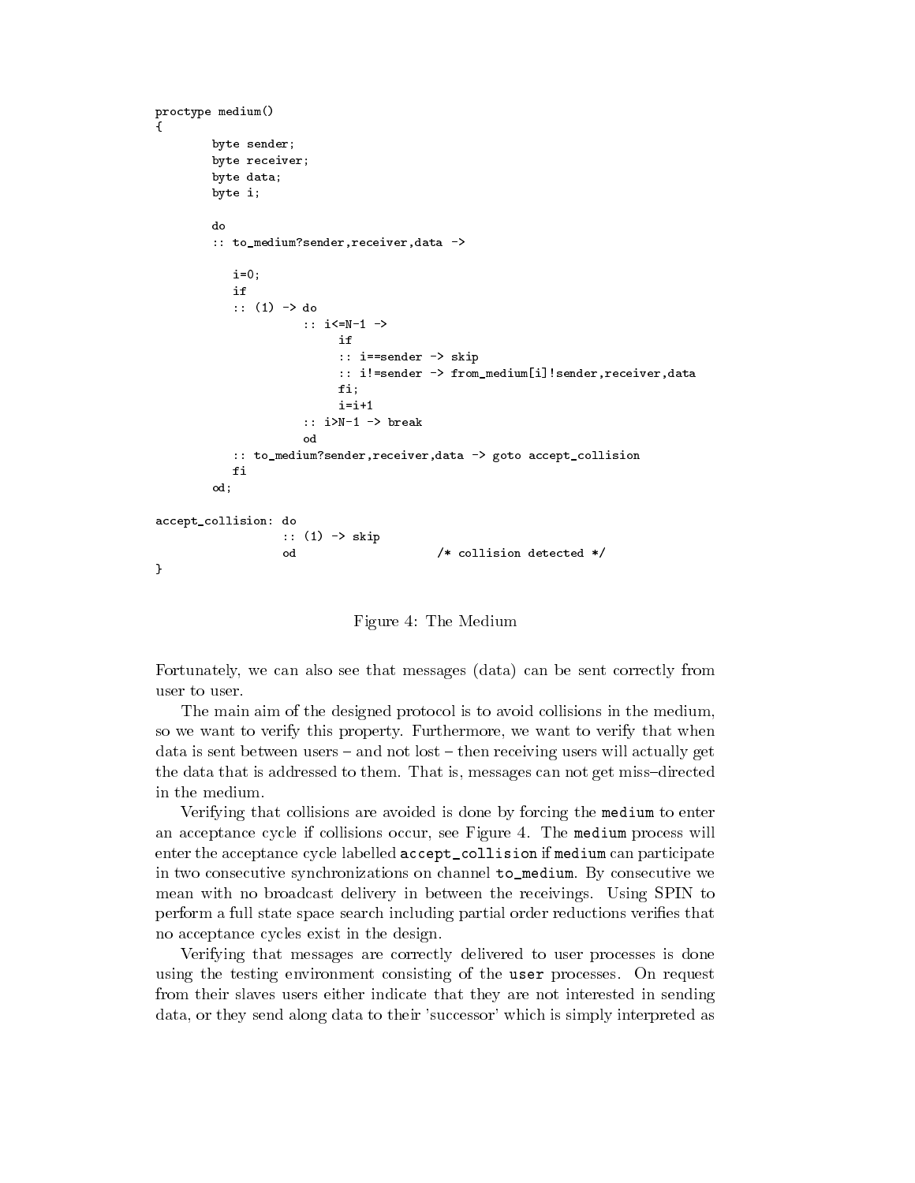```
proctype medium()
{
        byte sender;
        byte receiver;
        byte data;
        byte i;

        do
        :: to_medium?sender,receiver,data ->

           i=0;
           if
           :: (1) -> do
                     :: i<=N-1 ->
                          if
                          :: i==sender -> skip
                          :: i!=sender -> from_medium[i]!sender,receiver,data
                          fi;
                          i=i+1
                     :: i>N-1 -> break
                     od
           :: to_medium?sender,receiver,data -> goto accept_collision
           fi
        od;

accept_collision: do
                  :: (1) -> skip
                  od                    /* collision detected */
}
```

Figure 4: The Medium

Fortunately, we can also see that messages (data) can be sent correctly from user to user.

The main aim of the designed protocol is to avoid collisions in the medium, so we want to verify this property. Furthermore, we want to verify that when data is sent between users – and not lost – then receiving users will actually get the data that is addressed to them. That is, messages can not get miss–directed in the medium.

Verifying that collisions are avoided is done by forcing the `medium` to enter an acceptance cycle if collisions occur, see Figure 4. The `medium` process will enter the acceptance cycle labelled `accept_collision` if `medium` can participate in two consecutive synchronizations on channel `to_medium`. By consecutive we mean with no broadcast delivery in between the receivings. Using SPIN to perform a full state space search including partial order reductions verifies that no acceptance cycles exist in the design.

Verifying that messages are correctly delivered to user processes is done using the testing environment consisting of the `user` processes. On request from their slaves users either indicate that they are not interested in sending data, or they send along data to their 'successor' which is simply interpreted as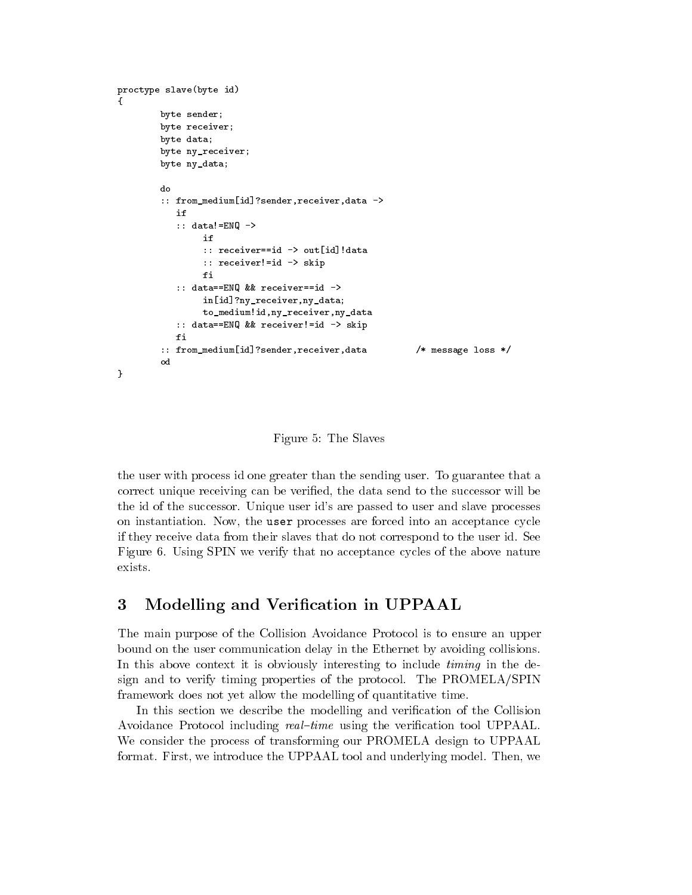```
proctype slave(byte id)
{
        byte sender;
        byte receiver;
        byte data;
        byte ny_receiver;
        byte ny_data;

        do
        :: from_medium[id]?sender,receiver,data ->
           if
           :: data!=ENQ ->
                if
                :: receiver==id -> out[id]!data
                :: receiver!=id -> skip
                fi
           :: data==ENQ && receiver==id ->
                in[id]?ny_receiver,ny_data;
                to_medium!id,ny_receiver,ny_data
           :: data==ENQ && receiver!=id -> skip
           fi
        :: from_medium[id]?sender,receiver,data         /* message loss */
        od
}
```

Figure 5: The Slaves

the user with process id one greater than the sending user. To guarantee that a correct unique receiving can be verified, the data send to the successor will be the id of the successor. Unique user id's are passed to user and slave processes on instantiation. Now, the `user` processes are forced into an acceptance cycle if they receive data from their slaves that do not correspond to the user id. See Figure 6. Using SPIN we verify that no acceptance cycles of the above nature exists.

## 3 Modelling and Verification in UPPAAL

The main purpose of the Collision Avoidance Protocol is to ensure an upper bound on the user communication delay in the Ethernet by avoiding collisions. In this above context it is obviously interesting to include *timing* in the design and to verify timing properties of the protocol. The PROMELA/SPIN framework does not yet allow the modelling of quantitative time.

In this section we describe the modelling and verification of the Collision Avoidance Protocol including *real–time* using the verification tool UPPAAL. We consider the process of transforming our PROMELA design to UPPAAL format. First, we introduce the UPPAAL tool and underlying model. Then, we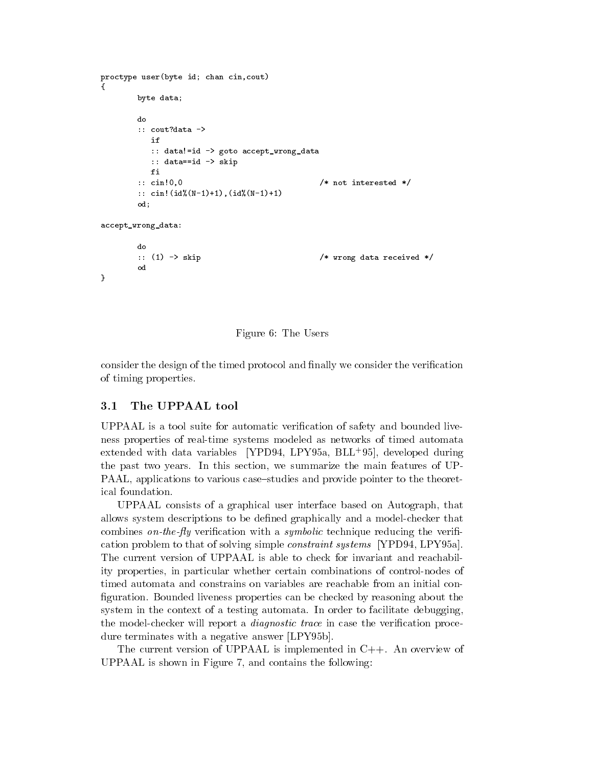```
proctype user(byte id; chan cin,cout)
{
        byte data;

        do
        :: cout?data ->
           if
           :: data!=id -> goto accept_wrong_data
           :: data==id -> skip
           fi
        :: cin!0,0                              /* not interested */
        :: cin!(id%(N-1)+1),(id%(N-1)+1)
        od;

accept_wrong_data:

        do
        :: (1) -> skip                          /* wrong data received */
        od
}
```

Figure 6: The Users

consider the design of the timed protocol and finally we consider the verification of timing properties.

### 3.1 The UPPAAL tool

UPPAAL is a tool suite for automatic verification of safety and bounded liveness properties of real-time systems modeled as networks of timed automata extended with data variables [YPD94, LPY95a, BLL[+]95], developed during the past two years. In this section, we summarize the main features of UPPAAL, applications to various case–studies and provide pointer to the theoretical foundation.

UPPAAL consists of a graphical user interface based on Autograph, that allows system descriptions to be defined graphically and a model-checker that combines *on-the-fly* verification with a *symbolic* technique reducing the verification problem to that of solving simple *constraint systems* [YPD94, LPY95a]. The current version of UPPAAL is able to check for invariant and reachability properties, in particular whether certain combinations of control-nodes of timed automata and constrains on variables are reachable from an initial configuration. Bounded liveness properties can be checked by reasoning about the system in the context of a testing automata. In order to facilitate debugging, the model-checker will report a *diagnostic trace* in case the verification procedure terminates with a negative answer [LPY95b].

The current version of UPPAAL is implemented in C++. An overview of UPPAAL is shown in Figure 7, and contains the following: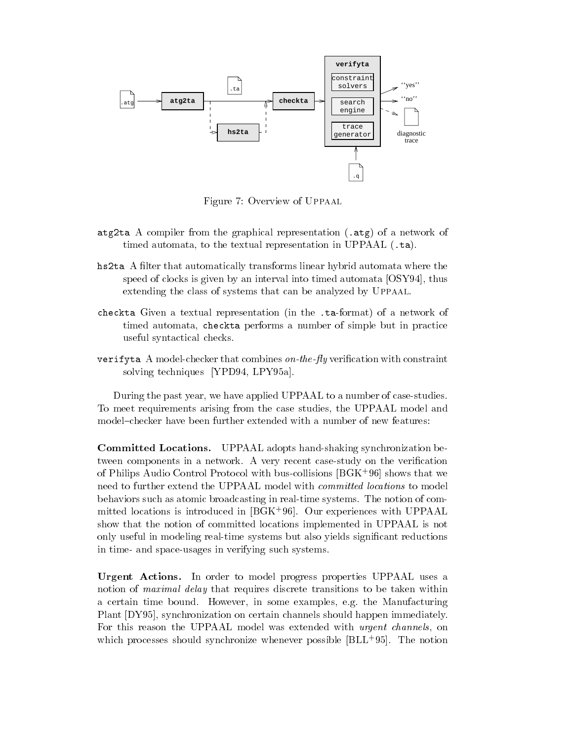Figure 7: Overview of UPPAAL

**atg2ta** A compiler from the graphical representation (**.atg**) of a network of timed automata, to the textual representation in UPPAAL (**.ta**).

**hs2ta** A filter that automatically transforms linear hybrid automata where the speed of clocks is given by an interval into timed automata [OSY94], thus extending the class of systems that can be analyzed by UPPAAL.

**checkta** Given a textual representation (in the **.ta**-format) of a network of timed automata, **checkta** performs a number of simple but in practice useful syntactical checks.

**verifyta** A model-checker that combines *on-the-fly* verification with constraint solving techniques [YPD94, LPY95a].

During the past year, we have applied UPPAAL to a number of case-studies. To meet requirements arising from the case studies, the UPPAAL model and model–checker have been further extended with a number of new features:

**Committed Locations.** UPPAAL adopts hand-shaking synchronization between components in a network. A very recent case-study on the verification of Philips Audio Control Protocol with bus-collisions [BGK+96] shows that we need to further extend the UPPAAL model with *committed locations* to model behaviors such as atomic broadcasting in real-time systems. The notion of committed locations is introduced in [BGK+96]. Our experiences with UPPAAL show that the notion of committed locations implemented in UPPAAL is not only useful in modeling real-time systems but also yields significant reductions in time- and space-usages in verifying such systems.

**Urgent Actions.** In order to model progress properties UPPAAL uses a notion of *maximal delay* that requires discrete transitions to be taken within a certain time bound. However, in some examples, e.g. the Manufacturing Plant [DY95], synchronization on certain channels should happen immediately. For this reason the UPPAAL model was extended with *urgent channels*, on which processes should synchronize whenever possible [BLL+95]. The notion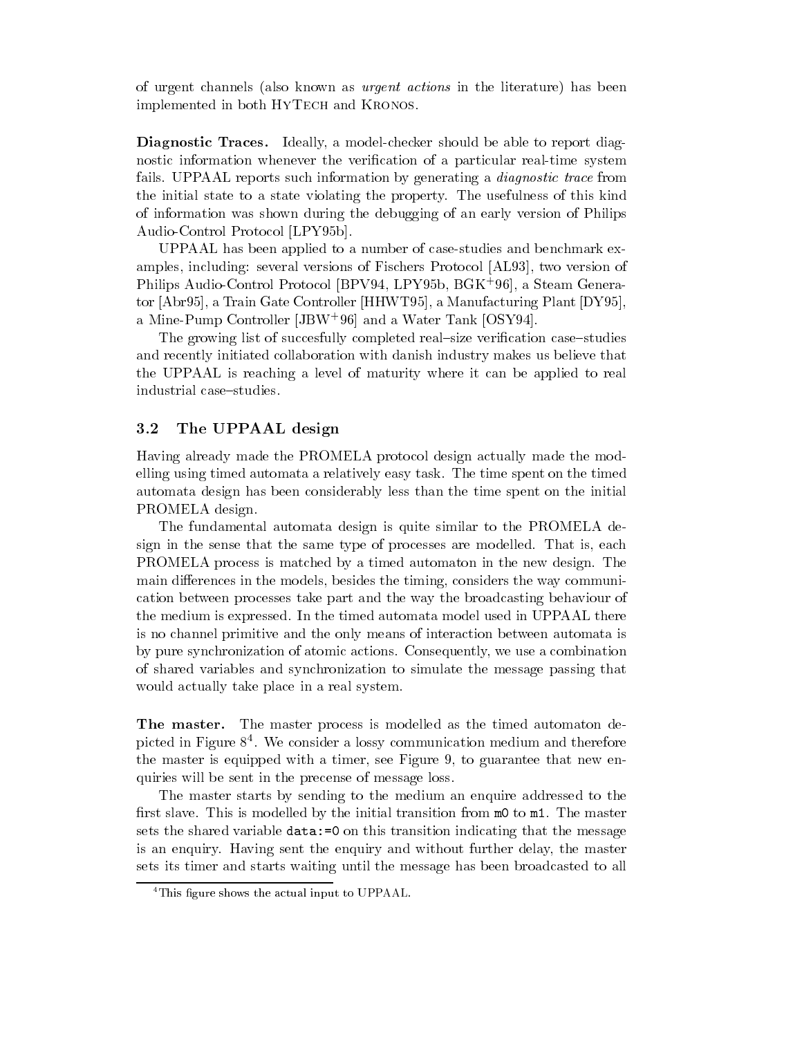of urgent channels (also known as *urgent actions* in the literature) has been implemented in both HyTech and Kronos.

**Diagnostic Traces.** Ideally, a model-checker should be able to report diagnostic information whenever the verification of a particular real-time system fails. UPPAAL reports such information by generating a *diagnostic trace* from the initial state to a state violating the property. The usefulness of this kind of information was shown during the debugging of an early version of Philips Audio-Control Protocol [LPY95b].

UPPAAL has been applied to a number of case-studies and benchmark examples, including: several versions of Fischers Protocol [AL93], two version of Philips Audio-Control Protocol [BPV94, LPY95b, BGK+96], a Steam Generator [Abr95], a Train Gate Controller [HHWT95], a Manufacturing Plant [DY95], a Mine-Pump Controller [JBW+96] and a Water Tank [OSY94].

The growing list of succesfully completed real–size verification case–studies and recently initiated collaboration with danish industry makes us believe that the UPPAAL is reaching a level of maturity where it can be applied to real industrial case–studies.

### 3.2 The UPPAAL design

Having already made the PROMELA protocol design actually made the modelling using timed automata a relatively easy task. The time spent on the timed automata design has been considerably less than the time spent on the initial PROMELA design.

The fundamental automata design is quite similar to the PROMELA design in the sense that the same type of processes are modelled. That is, each PROMELA process is matched by a timed automaton in the new design. The main differences in the models, besides the timing, considers the way communication between processes take part and the way the broadcasting behaviour of the medium is expressed. In the timed automata model used in UPPAAL there is no channel primitive and the only means of interaction between automata is by pure synchronization of atomic actions. Consequently, we use a combination of shared variables and synchronization to simulate the message passing that would actually take place in a real system.

**The master.** The master process is modelled as the timed automaton depicted in Figure 8[4]. We consider a lossy communication medium and therefore the master is equipped with a timer, see Figure 9, to guarantee that new enquiries will be sent in the precense of message loss.

The master starts by sending to the medium an enquire addressed to the first slave. This is modelled by the initial transition from `m0` to `m1`. The master sets the shared variable `data:=0` on this transition indicating that the message is an enquiry. Having sent the enquiry and without further delay, the master sets its timer and starts waiting until the message has been broadcasted to all

[4]This figure shows the actual input to UPPAAL.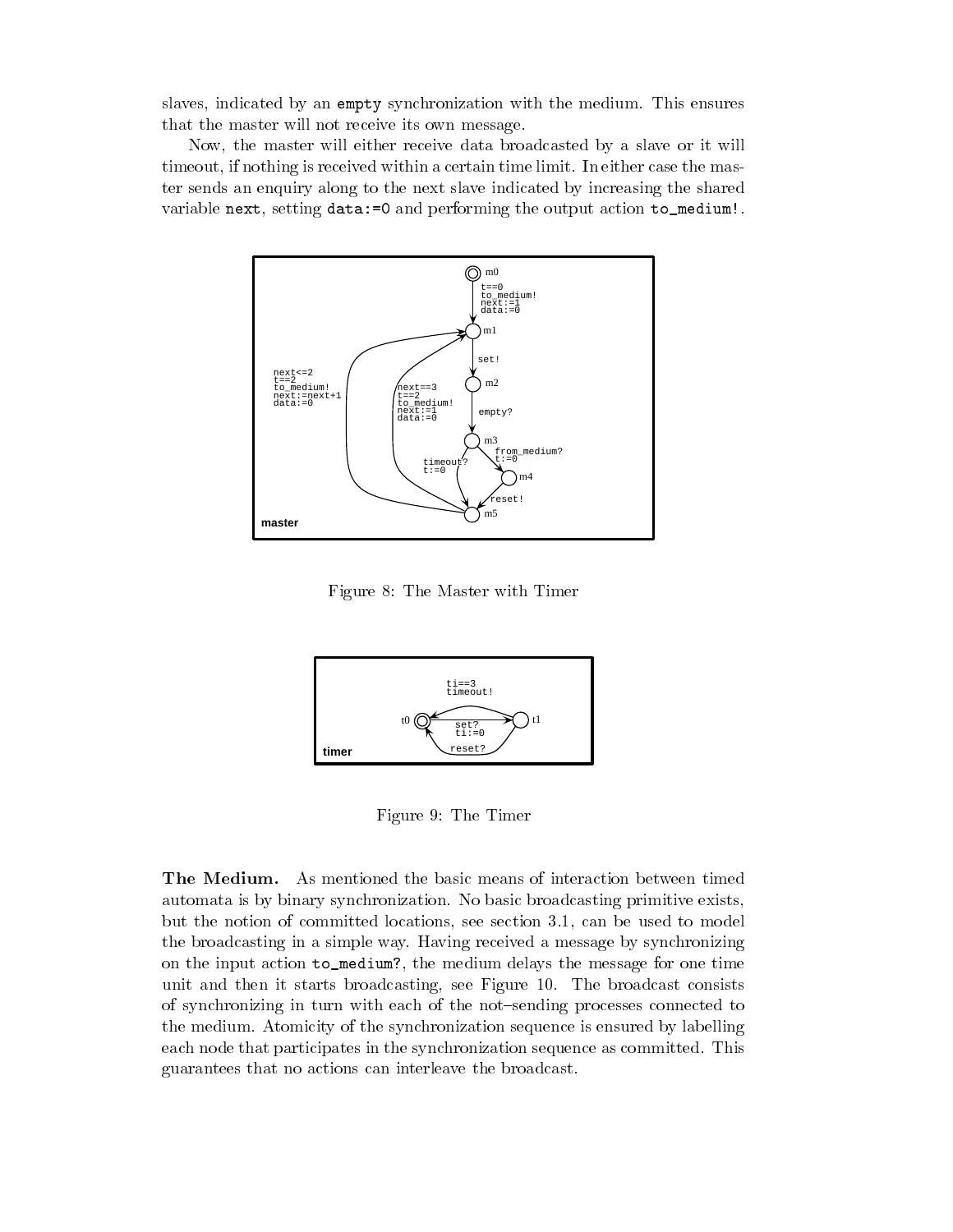slaves, indicated by an empty synchronization with the medium. This ensures that the master will not receive its own message.

Now, the master will either receive data broadcasted by a slave or it will timeout, if nothing is received within a certain time limit. In either case the master sends an enquiry along to the next slave indicated by increasing the shared variable next, setting data:=0 and performing the output action to_medium!.

Figure 8: The Master with Timer

Figure 9: The Timer

**The Medium.** As mentioned the basic means of interaction between timed automata is by binary synchronization. No basic broadcasting primitive exists, but the notion of committed locations, see section 3.1, can be used to model the broadcasting in a simple way. Having received a message by synchronizing on the input action to_medium?, the medium delays the message for one time unit and then it starts broadcasting, see Figure 10. The broadcast consists of synchronizing in turn with each of the not–sending processes connected to the medium. Atomicity of the synchronization sequence is ensured by labelling each node that participates in the synchronization sequence as committed. This guarantees that no actions can interleave the broadcast.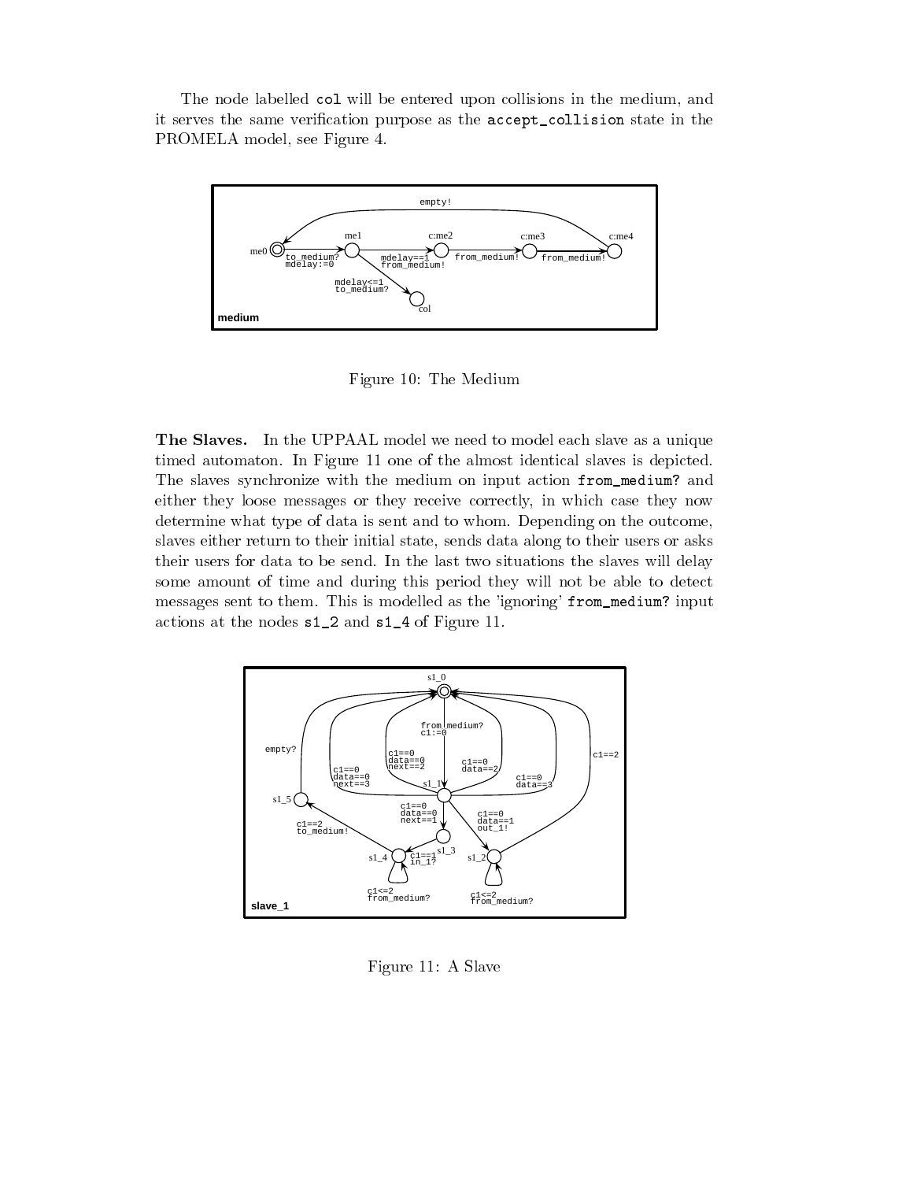The node labelled `col` will be entered upon collisions in the medium, and it serves the same verification purpose as the `accept_collision` state in the PROMELA model, see Figure 4.

Figure 10: The Medium

**The Slaves.** In the UPPAAL model we need to model each slave as a unique timed automaton. In Figure 11 one of the almost identical slaves is depicted. The slaves synchronize with the medium on input action `from_medium?` and either they loose messages or they receive correctly, in which case they now determine what type of data is sent and to whom. Depending on the outcome, slaves either return to their initial state, sends data along to their users or asks their users for data to be send. In the last two situations the slaves will delay some amount of time and during this period they will not be able to detect messages sent to them. This is modelled as the 'ignoring' `from_medium?` input actions at the nodes `s1_2` and `s1_4` of Figure 11.

Figure 11: A Slave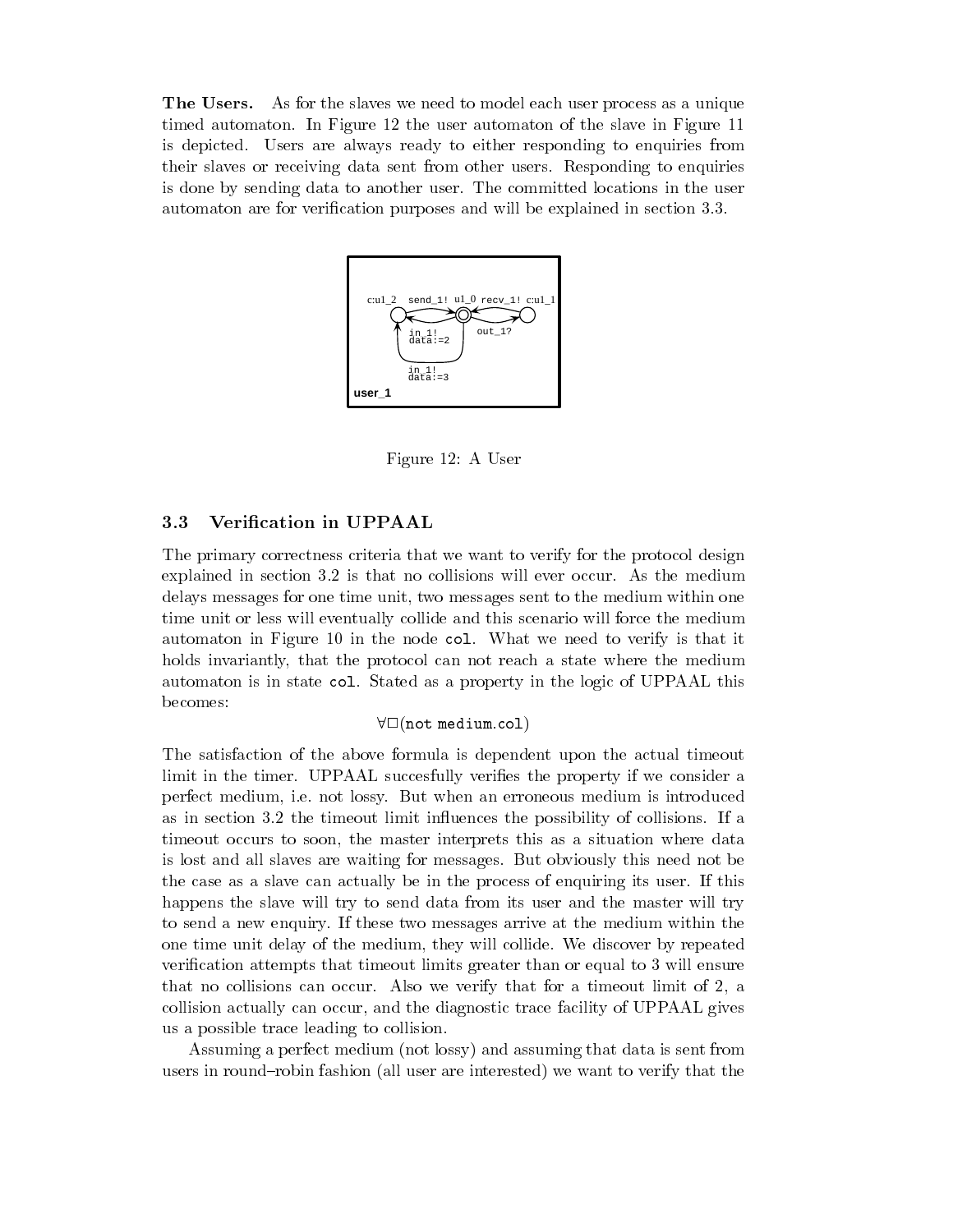**The Users.** As for the slaves we need to model each user process as a unique timed automaton. In Figure 12 the user automaton of the slave in Figure 11 is depicted. Users are always ready to either responding to enquiries from their slaves or receiving data sent from other users. Responding to enquiries is done by sending data to another user. The committed locations in the user automaton are for verification purposes and will be explained in section 3.3.

Figure 12: A User

### 3.3 Verification in UPPAAL

The primary correctness criteria that we want to verify for the protocol design explained in section 3.2 is that no collisions will ever occur. As the medium delays messages for one time unit, two messages sent to the medium within one time unit or less will eventually collide and this scenario will force the medium automaton in Figure 10 in the node `col`. What we need to verify is that it holds invariantly, that the protocol can not reach a state where the medium automaton is in state `col`. Stated as a property in the logic of UPPAAL this becomes:

$$\forall\Box(\texttt{not medium.col})$$

The satisfaction of the above formula is dependent upon the actual timeout limit in the timer. UPPAAL succesfully verifies the property if we consider a perfect medium, i.e. not lossy. But when an erroneous medium is introduced as in section 3.2 the timeout limit influences the possibility of collisions. If a timeout occurs to soon, the master interprets this as a situation where data is lost and all slaves are waiting for messages. But obviously this need not be the case as a slave can actually be in the process of enquiring its user. If this happens the slave will try to send data from its user and the master will try to send a new enquiry. If these two messages arrive at the medium within the one time unit delay of the medium, they will collide. We discover by repeated verification attempts that timeout limits greater than or equal to 3 will ensure that no collisions can occur. Also we verify that for a timeout limit of 2, a collision actually can occur, and the diagnostic trace facility of UPPAAL gives us a possible trace leading to collision.

Assuming a perfect medium (not lossy) and assuming that data is sent from users in round–robin fashion (all user are interested) we want to verify that the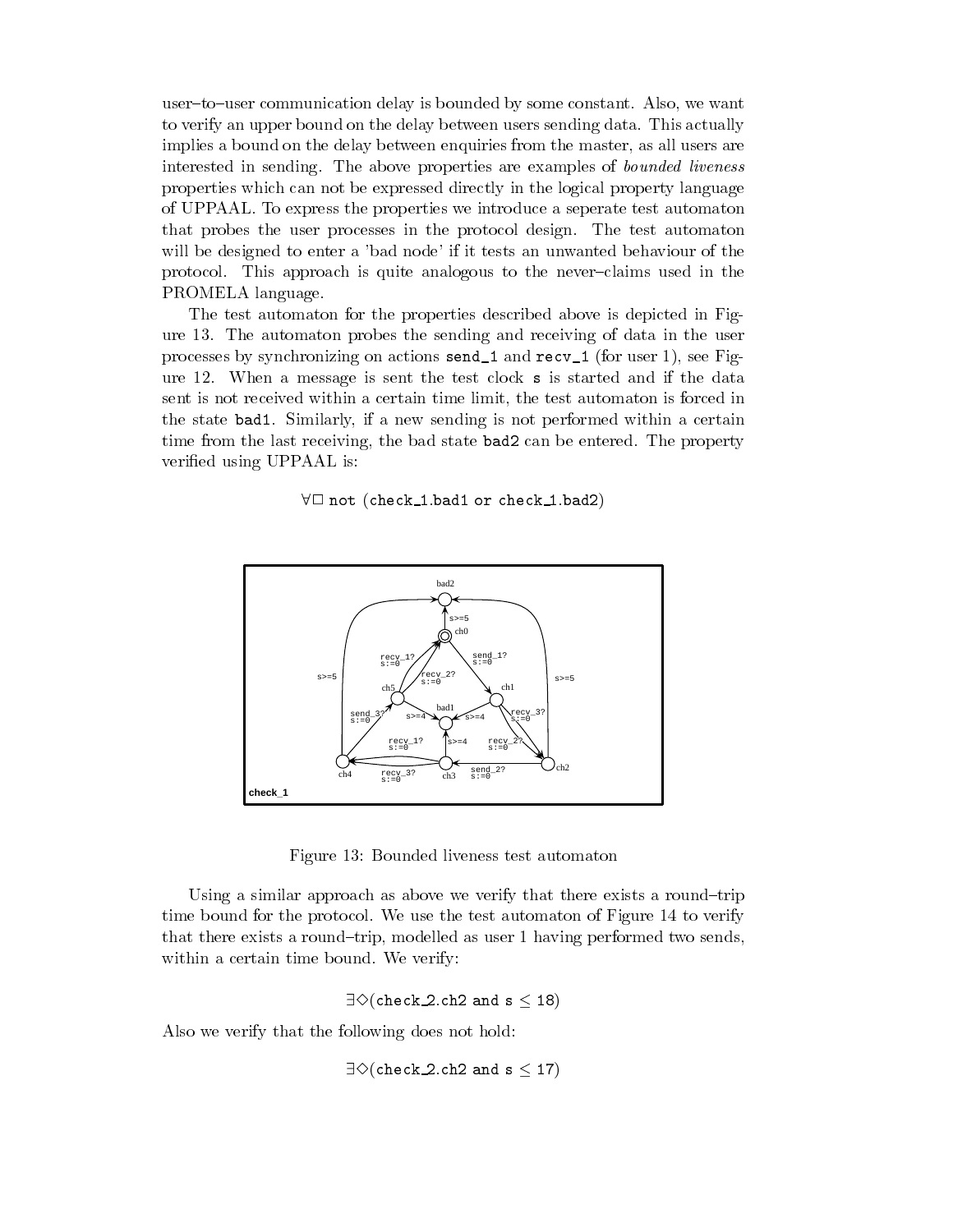user–to–user communication delay is bounded by some constant. Also, we want to verify an upper bound on the delay between users sending data. This actually implies a bound on the delay between enquiries from the master, as all users are interested in sending. The above properties are examples of *bounded liveness* properties which can not be expressed directly in the logical property language of UPPAAL. To express the properties we introduce a seperate test automaton that probes the user processes in the protocol design. The test automaton will be designed to enter a 'bad node' if it tests an unwanted behaviour of the protocol. This approach is quite analogous to the never–claims used in the PROMELA language.

The test automaton for the properties described above is depicted in Figure 13. The automaton probes the sending and receiving of data in the user processes by synchronizing on actions `send_1` and `recv_1` (for user 1), see Figure 12. When a message is sent the test clock `s` is started and if the data sent is not received within a certain time limit, the test automaton is forced in the state `bad1`. Similarly, if a new sending is not performed within a certain time from the last receiving, the bad state `bad2` can be entered. The property verified using UPPAAL is:

$$\forall\Box \text{ not (check\_1.bad1 or check\_1.bad2)}$$

Figure 13: Bounded liveness test automaton

Using a similar approach as above we verify that there exists a round–trip time bound for the protocol. We use the test automaton of Figure 14 to verify that there exists a round–trip, modelled as user 1 having performed two sends, within a certain time bound. We verify:

$$\exists\Diamond(\text{check\_2.ch2 and s} \leq 18)$$

Also we verify that the following does not hold:

$$\exists\Diamond(\text{check\_2.ch2 and s} \leq 17)$$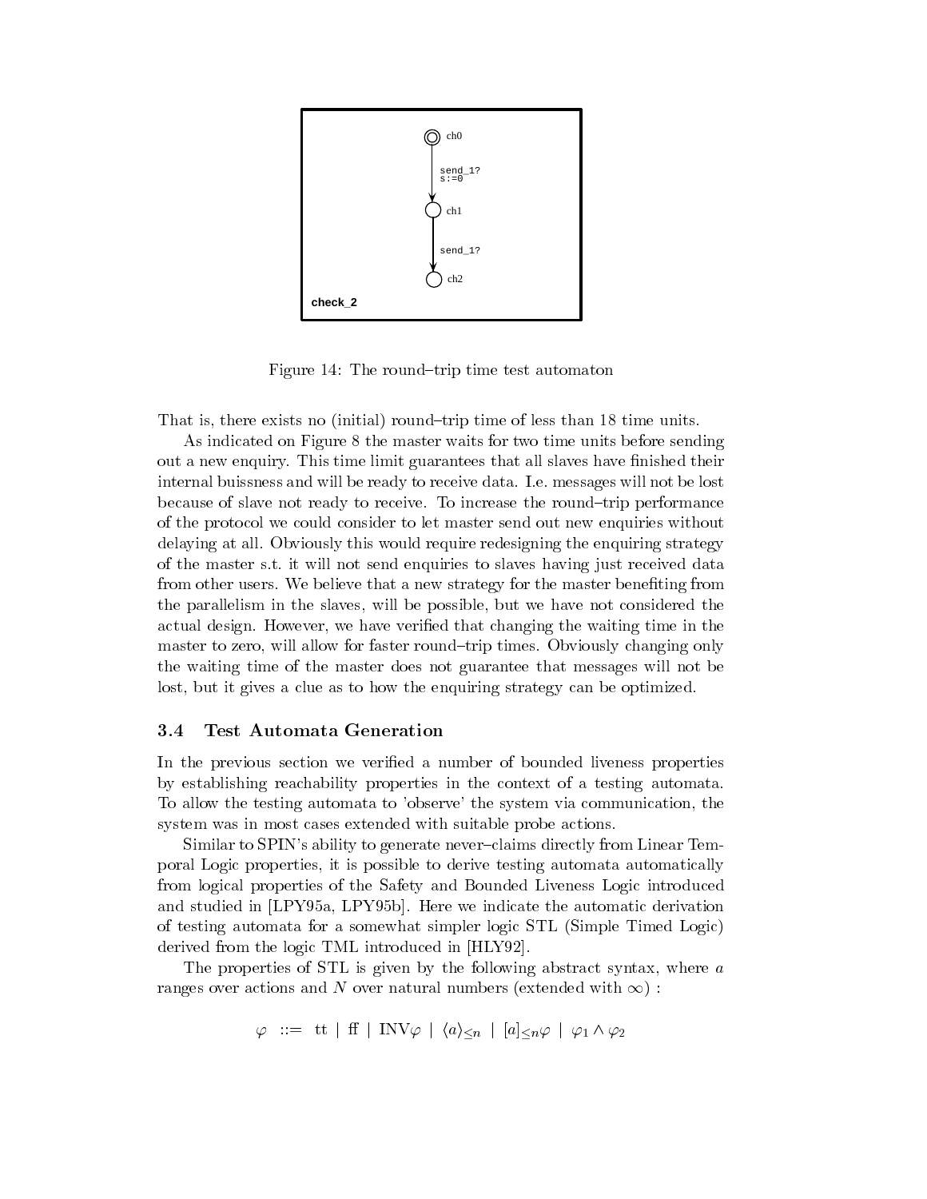Figure 14: The round–trip time test automaton

That is, there exists no (initial) round–trip time of less than 18 time units.

As indicated on Figure 8 the master waits for two time units before sending out a new enquiry. This time limit guarantees that all slaves have finished their internal buissness and will be ready to receive data. I.e. messages will not be lost because of slave not ready to receive. To increase the round–trip performance of the protocol we could consider to let master send out new enquiries without delaying at all. Obviously this would require redesigning the enquiring strategy of the master s.t. it will not send enquiries to slaves having just received data from other users. We believe that a new strategy for the master benefiting from the parallelism in the slaves, will be possible, but we have not considered the actual design. However, we have verified that changing the waiting time in the master to zero, will allow for faster round–trip times. Obviously changing only the waiting time of the master does not guarantee that messages will not be lost, but it gives a clue as to how the enquiring strategy can be optimized.

### 3.4 Test Automata Generation

In the previous section we verified a number of bounded liveness properties by establishing reachability properties in the context of a testing automata. To allow the testing automata to 'observe' the system via communication, the system was in most cases extended with suitable probe actions.

Similar to SPIN's ability to generate never–claims directly from Linear Temporal Logic properties, it is possible to derive testing automata automatically from logical properties of the Safety and Bounded Liveness Logic introduced and studied in [LPY95a, LPY95b]. Here we indicate the automatic derivation of testing automata for a somewhat simpler logic STL (Simple Timed Logic) derived from the logic TML introduced in [HLY92].

The properties of STL is given by the following abstract syntax, where $a$ ranges over actions and $N$ over natural numbers (extended with $\infty$) :

$$\varphi \ ::= \ \mathrm{tt} \ | \ \mathrm{ff} \ | \ \mathrm{INV}\varphi \ | \ \langle a \rangle_{\leq n} \ | \ [a]_{\leq n}\varphi \ | \ \varphi_1 \wedge \varphi_2$$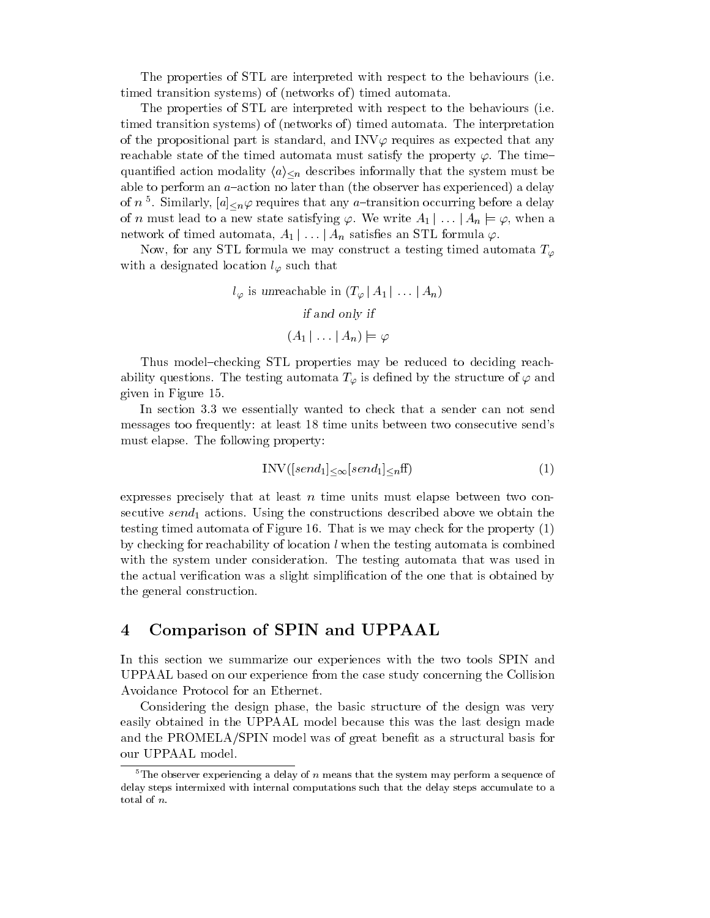The properties of STL are interpreted with respect to the behaviours (i.e. timed transition systems) of (networks of) timed automata.

The properties of STL are interpreted with respect to the behaviours (i.e. timed transition systems) of (networks of) timed automata. The interpretation of the propositional part is standard, and INV$\varphi$ requires as expected that any reachable state of the timed automata must satisfy the property $\varphi$. The time–quantified action modality $\langle a \rangle_{\leq n}$ describes informally that the system must be able to perform an $a$–action no later than (the observer has experienced) a delay of $n$ [5]. Similarly, $[a]_{\leq n}\varphi$ requires that any $a$–transition occurring before a delay of $n$ must lead to a new state satisfying $\varphi$. We write $A_1 \mid \ldots \mid A_n \models \varphi$, when a network of timed automata, $A_1 \mid \ldots \mid A_n$ satisfies an STL formula $\varphi$.

Now, for any STL formula we may construct a testing timed automata $T_\varphi$ with a designated location $l_\varphi$ such that

$$l_\varphi \text{ is unreachable in } (T_\varphi \mid A_1 \mid \ldots \mid A_n)$$

$$\textit{if and only if}$$

$$(A_1 \mid \ldots \mid A_n) \models \varphi$$

Thus model–checking STL properties may be reduced to deciding reachability questions. The testing automata $T_\varphi$ is defined by the structure of $\varphi$ and given in Figure 15.

In section 3.3 we essentially wanted to check that a sender can not send messages too frequently: at least 18 time units between two consecutive send's must elapse. The following property:

$$\text{INV}([send_1]_{\leq\infty}[send_1]_{\leq n}\text{ff}) \tag{1}$$

expresses precisely that at least $n$ time units must elapse between two consecutive $send_1$ actions. Using the constructions described above we obtain the testing timed automata of Figure 16. That is we may check for the property (1) by checking for reachability of location $l$ when the testing automata is combined with the system under consideration. The testing automata that was used in the actual verification was a slight simplification of the one that is obtained by the general construction.

## 4 Comparison of SPIN and UPPAAL

In this section we summarize our experiences with the two tools SPIN and UPPAAL based on our experience from the case study concerning the Collision Avoidance Protocol for an Ethernet.

Considering the design phase, the basic structure of the design was very easily obtained in the UPPAAL model because this was the last design made and the PROMELA/SPIN model was of great benefit as a structural basis for our UPPAAL model.

[5] The observer experiencing a delay of $n$ means that the system may perform a sequence of delay steps intermixed with internal computations such that the delay steps accumulate to a total of $n$.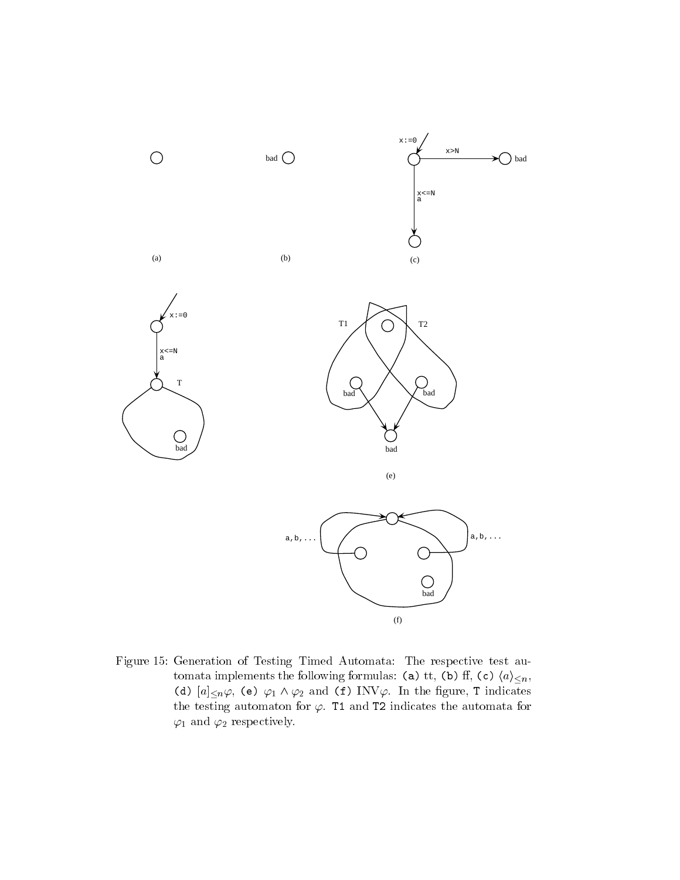Figure 15: Generation of Testing Timed Automata: The respective test automata implements the following formulas: `(a)` tt, `(b)` ff, `(c)` $\langle a \rangle_{\leq n}$, `(d)` $[a]_{\leq n}\varphi$, `(e)` $\varphi_1 \wedge \varphi_2$ and `(f)` INV$\varphi$. In the figure, `T` indicates the testing automaton for $\varphi$. `T1` and `T2` indicates the automata for $\varphi_1$ and $\varphi_2$ respectively.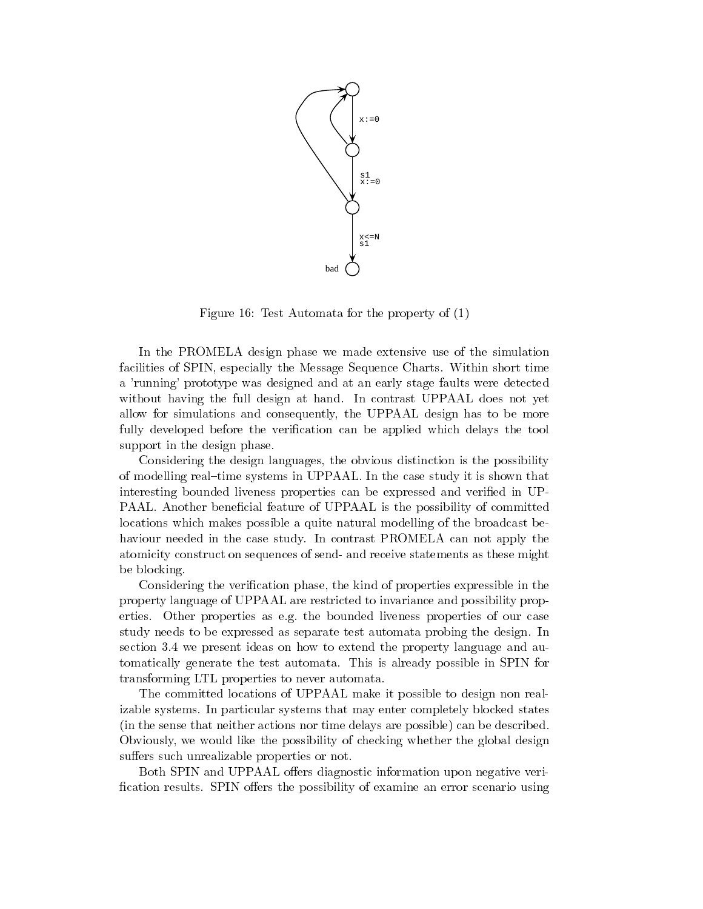Figure 16: Test Automata for the property of (1)

In the PROMELA design phase we made extensive use of the simulation facilities of SPIN, especially the Message Sequence Charts. Within short time a 'running' prototype was designed and at an early stage faults were detected without having the full design at hand. In contrast UPPAAL does not yet allow for simulations and consequently, the UPPAAL design has to be more fully developed before the verification can be applied which delays the tool support in the design phase.

Considering the design languages, the obvious distinction is the possibility of modelling real–time systems in UPPAAL. In the case study it is shown that interesting bounded liveness properties can be expressed and verified in UPPAAL. Another beneficial feature of UPPAAL is the possibility of committed locations which makes possible a quite natural modelling of the broadcast behaviour needed in the case study. In contrast PROMELA can not apply the atomicity construct on sequences of send- and receive statements as these might be blocking.

Considering the verification phase, the kind of properties expressible in the property language of UPPAAL are restricted to invariance and possibility properties. Other properties as e.g. the bounded liveness properties of our case study needs to be expressed as separate test automata probing the design. In section 3.4 we present ideas on how to extend the property language and automatically generate the test automata. This is already possible in SPIN for transforming LTL properties to never automata.

The committed locations of UPPAAL make it possible to design non realizable systems. In particular systems that may enter completely blocked states (in the sense that neither actions nor time delays are possible) can be described. Obviously, we would like the possibility of checking whether the global design suffers such unrealizable properties or not.

Both SPIN and UPPAAL offers diagnostic information upon negative verification results. SPIN offers the possibility of examine an error scenario using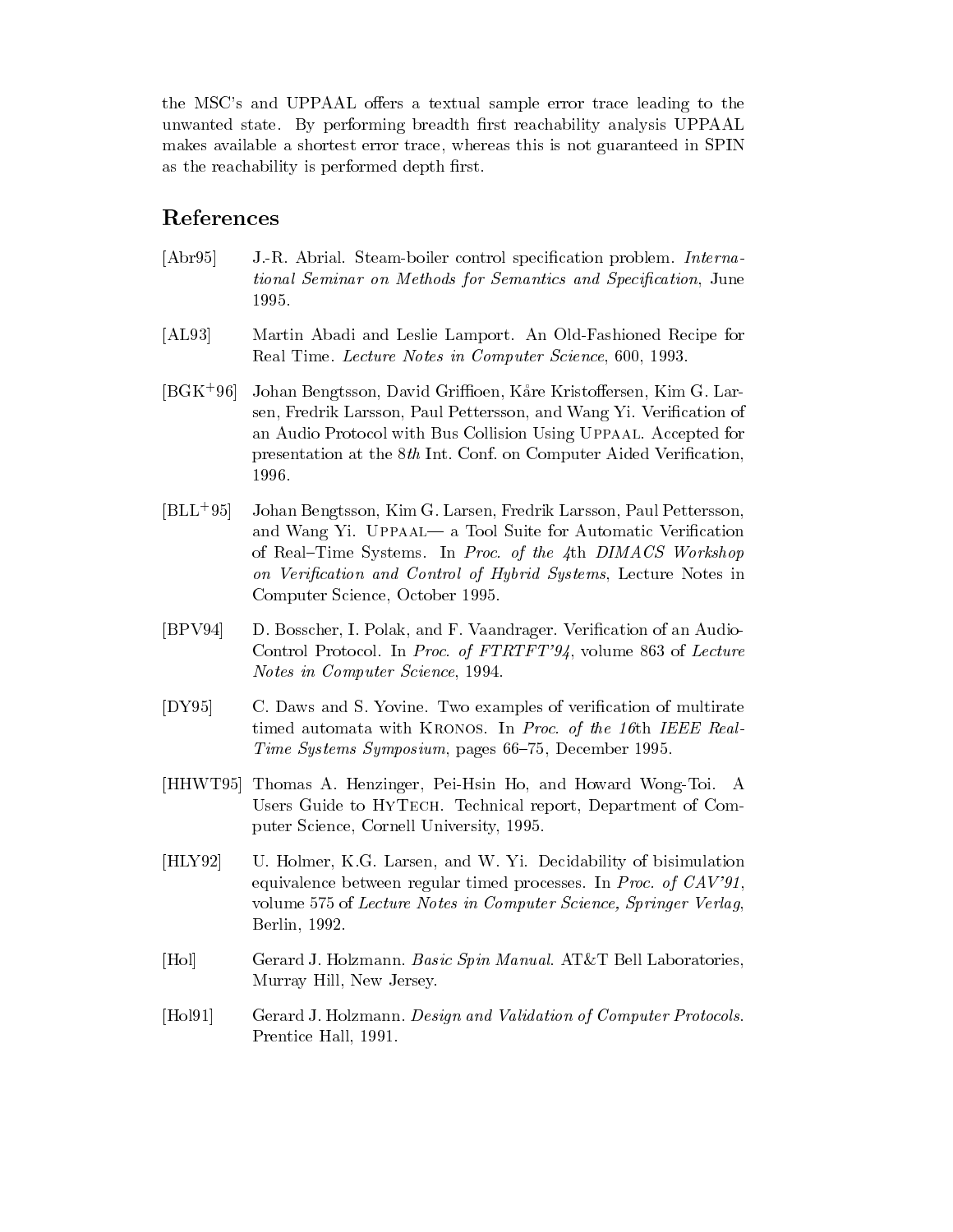the MSC's and UPPAAL offers a textual sample error trace leading to the unwanted state. By performing breadth first reachability analysis UPPAAL makes available a shortest error trace, whereas this is not guaranteed in SPIN as the reachability is performed depth first.

## References

[Abr95] J.-R. Abrial. Steam-boiler control specification problem. *International Seminar on Methods for Semantics and Specification*, June 1995.

[AL93] Martin Abadi and Leslie Lamport. An Old-Fashioned Recipe for Real Time. *Lecture Notes in Computer Science*, 600, 1993.

[BGK+96] Johan Bengtsson, David Griffioen, Kåre Kristoffersen, Kim G. Larsen, Fredrik Larsson, Paul Pettersson, and Wang Yi. Verification of an Audio Protocol with Bus Collision Using Uppaal. Accepted for presentation at the 8*th* Int. Conf. on Computer Aided Verification, 1996.

[BLL+95] Johan Bengtsson, Kim G. Larsen, Fredrik Larsson, Paul Pettersson, and Wang Yi. Uppaal— a Tool Suite for Automatic Verification of Real–Time Systems. In *Proc. of the 4th DIMACS Workshop on Verification and Control of Hybrid Systems*, Lecture Notes in Computer Science, October 1995.

[BPV94] D. Bosscher, I. Polak, and F. Vaandrager. Verification of an Audio-Control Protocol. In *Proc. of FTRTFT'94*, volume 863 of *Lecture Notes in Computer Science*, 1994.

[DY95] C. Daws and S. Yovine. Two examples of verification of multirate timed automata with Kronos. In *Proc. of the 16th IEEE Real-Time Systems Symposium*, pages 66–75, December 1995.

[HHWT95] Thomas A. Henzinger, Pei-Hsin Ho, and Howard Wong-Toi. A Users Guide to HyTech. Technical report, Department of Computer Science, Cornell University, 1995.

[HLY92] U. Holmer, K.G. Larsen, and W. Yi. Decidability of bisimulation equivalence between regular timed processes. In *Proc. of CAV'91*, volume 575 of *Lecture Notes in Computer Science, Springer Verlag*, Berlin, 1992.

[Hol] Gerard J. Holzmann. *Basic Spin Manual*. AT&T Bell Laboratories, Murray Hill, New Jersey.

[Hol91] Gerard J. Holzmann. *Design and Validation of Computer Protocols*. Prentice Hall, 1991.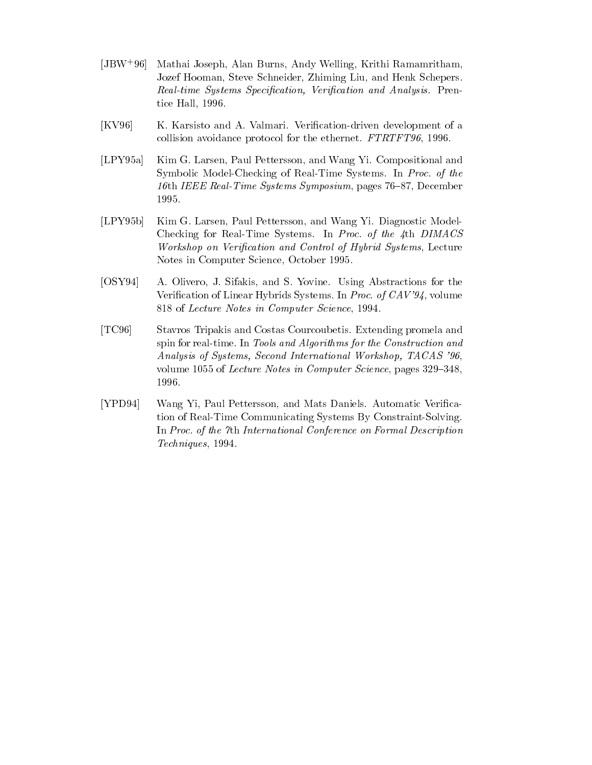[JBW+96] Mathai Joseph, Alan Burns, Andy Welling, Krithi Ramamritham, Jozef Hooman, Steve Schneider, Zhiming Liu, and Henk Schepers. *Real-time Systems Specification, Verification and Analysis*. Prentice Hall, 1996.

[KV96] K. Karsisto and A. Valmari. Verification-driven development of a collision avoidance protocol for the ethernet. *FTRTFT96*, 1996.

[LPY95a] Kim G. Larsen, Paul Pettersson, and Wang Yi. Compositional and Symbolic Model-Checking of Real-Time Systems. In *Proc. of the 16th IEEE Real-Time Systems Symposium*, pages 76–87, December 1995.

[LPY95b] Kim G. Larsen, Paul Pettersson, and Wang Yi. Diagnostic Model-Checking for Real-Time Systems. In *Proc. of the 4th DIMACS Workshop on Verification and Control of Hybrid Systems*, Lecture Notes in Computer Science, October 1995.

[OSY94] A. Olivero, J. Sifakis, and S. Yovine. Using Abstractions for the Verification of Linear Hybrids Systems. In *Proc. of CAV'94*, volume 818 of *Lecture Notes in Computer Science*, 1994.

[TC96] Stavros Tripakis and Costas Courcoubetis. Extending promela and spin for real-time. In *Tools and Algorithms for the Construction and Analysis of Systems, Second International Workshop, TACAS '96*, volume 1055 of *Lecture Notes in Computer Science*, pages 329–348, 1996.

[YPD94] Wang Yi, Paul Pettersson, and Mats Daniels. Automatic Verification of Real-Time Communicating Systems By Constraint-Solving. In *Proc. of the 7th International Conference on Formal Description Techniques*, 1994.